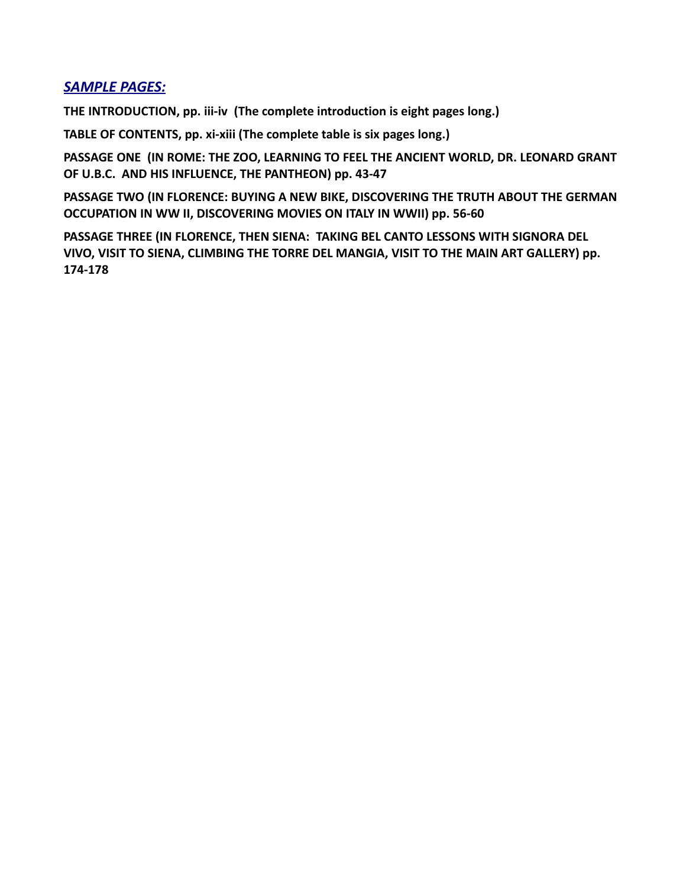## ***SAMPLE PAGES:***

**THE INTRODUCTION, pp. iii-iv (The complete introduction is eight pages long.)**

**TABLE OF CONTENTS, pp. xi-xiii (The complete table is six pages long.)**

**PASSAGE ONE (IN ROME: THE ZOO, LEARNING TO FEEL THE ANCIENT WORLD, DR. LEONARD GRANT OF U.B.C. AND HIS INFLUENCE, THE PANTHEON) pp. 43-47**

**PASSAGE TWO (IN FLORENCE: BUYING A NEW BIKE, DISCOVERING THE TRUTH ABOUT THE GERMAN OCCUPATION IN WW II, DISCOVERING MOVIES ON ITALY IN WWII) pp. 56-60**

**PASSAGE THREE (IN FLORENCE, THEN SIENA: TAKING BEL CANTO LESSONS WITH SIGNORA DEL VIVO, VISIT TO SIENA, CLIMBING THE TORRE DEL MANGIA, VISIT TO THE MAIN ART GALLERY) pp. 174-178**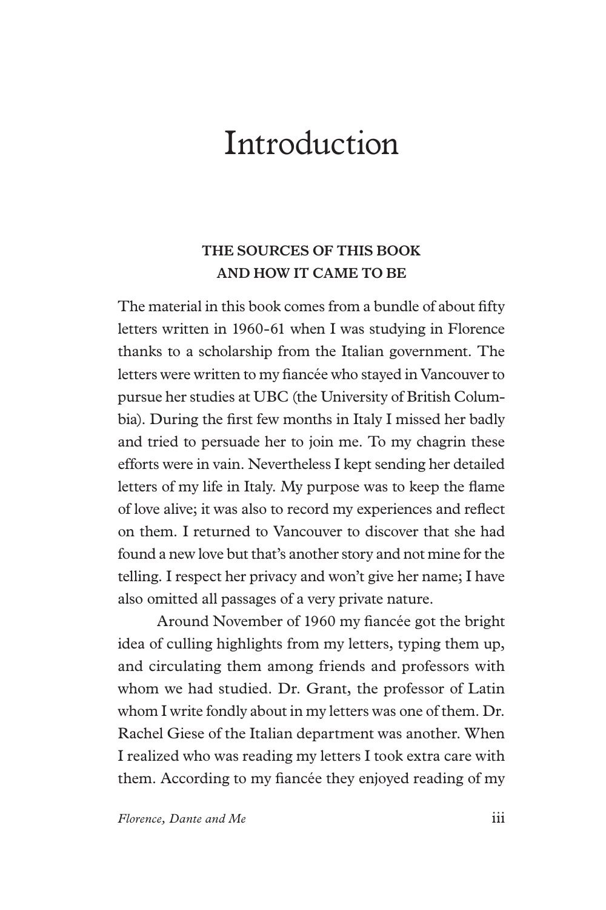# Introduction

### THE SOURCES OF THIS BOOK AND HOW IT CAME TO BE

The material in this book comes from a bundle of about fifty letters written in 1960-61 when I was studying in Florence thanks to a scholarship from the Italian government. The letters were written to my fiancée who stayed in Vancouver to pursue her studies at UBC (the University of British Columbia). During the first few months in Italy I missed her badly and tried to persuade her to join me. To my chagrin these efforts were in vain. Nevertheless I kept sending her detailed letters of my life in Italy. My purpose was to keep the flame of love alive; it was also to record my experiences and reflect on them. I returned to Vancouver to discover that she had found a new love but that's another story and not mine for the telling. I respect her privacy and won't give her name; I have also omitted all passages of a very private nature.

Around November of 1960 my fiancée got the bright idea of culling highlights from my letters, typing them up, and circulating them among friends and professors with whom we had studied. Dr. Grant, the professor of Latin whom I write fondly about in my letters was one of them. Dr. Rachel Giese of the Italian department was another. When I realized who was reading my letters I took extra care with them. According to my fiancée they enjoyed reading of my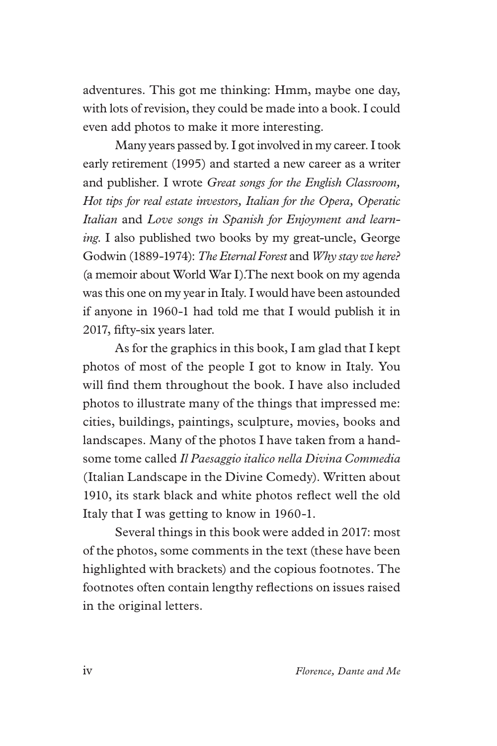adventures. This got me thinking: Hmm, maybe one day, with lots of revision, they could be made into a book. I could even add photos to make it more interesting.

Many years passed by. I got involved in my career. I took early retirement (1995) and started a new career as a writer and publisher. I wrote *Great songs for the English Classroom, Hot tips for real estate investors, Italian for the Opera, Operatic Italian* and *Love songs in Spanish for Enjoyment and learning.* I also published two books by my great-uncle, George Godwin (1889-1974): *The Eternal Forest* and *Why stay we here?* (a memoir about World War I).The next book on my agenda was this one on my year in Italy. I would have been astounded if anyone in 1960-1 had told me that I would publish it in 2017, fifty-six years later.

As for the graphics in this book, I am glad that I kept photos of most of the people I got to know in Italy. You will find them throughout the book. I have also included photos to illustrate many of the things that impressed me: cities, buildings, paintings, sculpture, movies, books and landscapes. Many of the photos I have taken from a handsome tome called *Il Paesaggio italico nella Divina Commedia* (Italian Landscape in the Divine Comedy). Written about 1910, its stark black and white photos reflect well the old Italy that I was getting to know in 1960-1.

Several things in this book were added in 2017: most of the photos, some comments in the text (these have been highlighted with brackets) and the copious footnotes. The footnotes often contain lengthy reflections on issues raised in the original letters.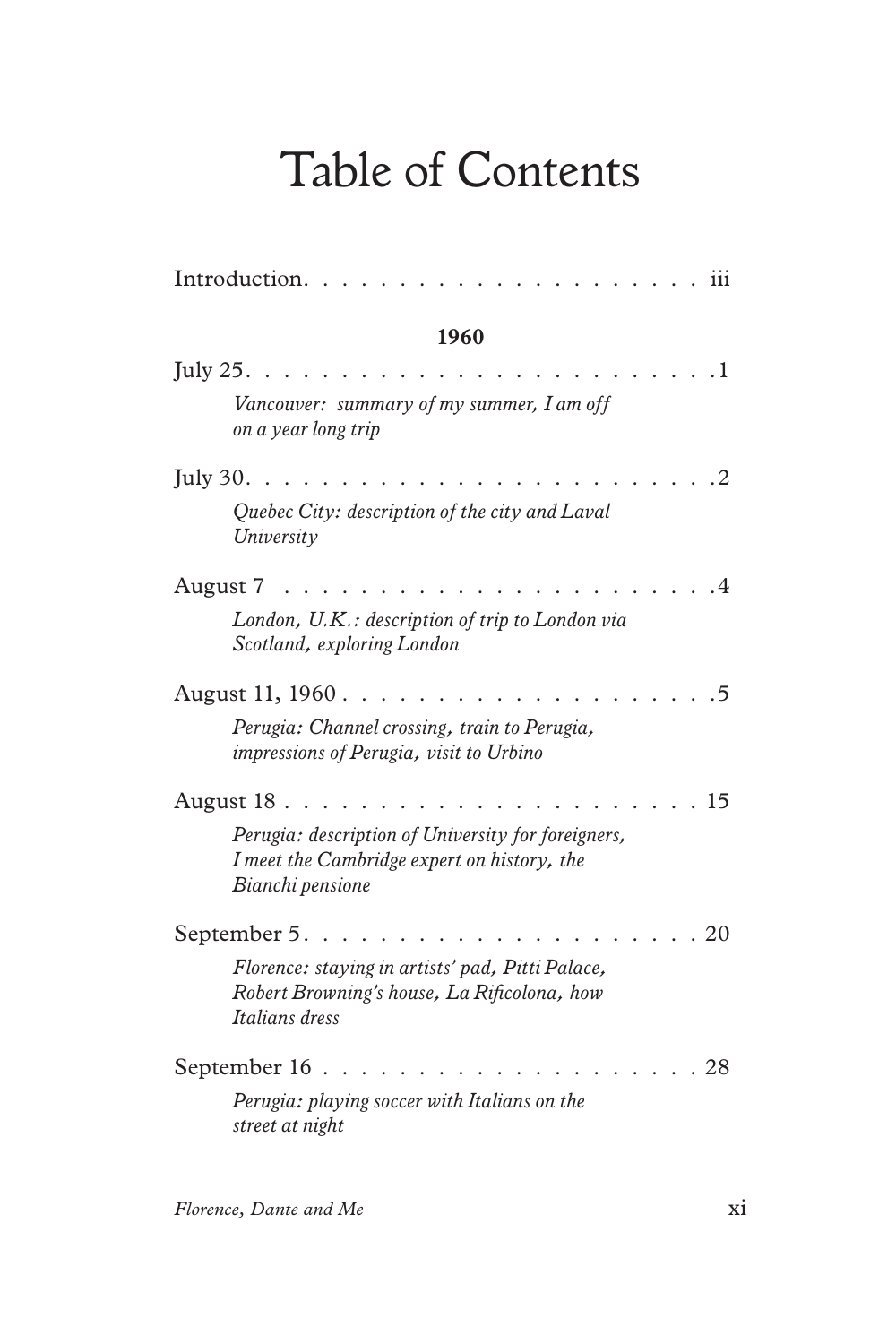# Table of Contents

Introduction. . . . . . . . . . . . . . . . . . . . . iii

**1960**

July 25. . . . . . . . . . . . . . . . . . . . . . . . . .1

*Vancouver: summary of my summer, I am off on a year long trip*

July 30. . . . . . . . . . . . . . . . . . . . . . . . . .2

*Quebec City: description of the city and Laval University*

August 7 . . . . . . . . . . . . . . . . . . . . . . . .4

*London, U.K.: description of trip to London via Scotland, exploring London*

August 11, 1960 . . . . . . . . . . . . . . . . . . . .5

*Perugia: Channel crossing, train to Perugia, impressions of Perugia, visit to Urbino*

August 18 . . . . . . . . . . . . . . . . . . . . . . . 15

*Perugia: description of University for foreigners, I meet the Cambridge expert on history, the Bianchi pensione*

September 5. . . . . . . . . . . . . . . . . . . . . . 20

*Florence: staying in artists' pad, Pitti Palace, Robert Browning's house, La Rificolona, how Italians dress*

September 16 . . . . . . . . . . . . . . . . . . . . . 28

*Perugia: playing soccer with Italians on the street at night*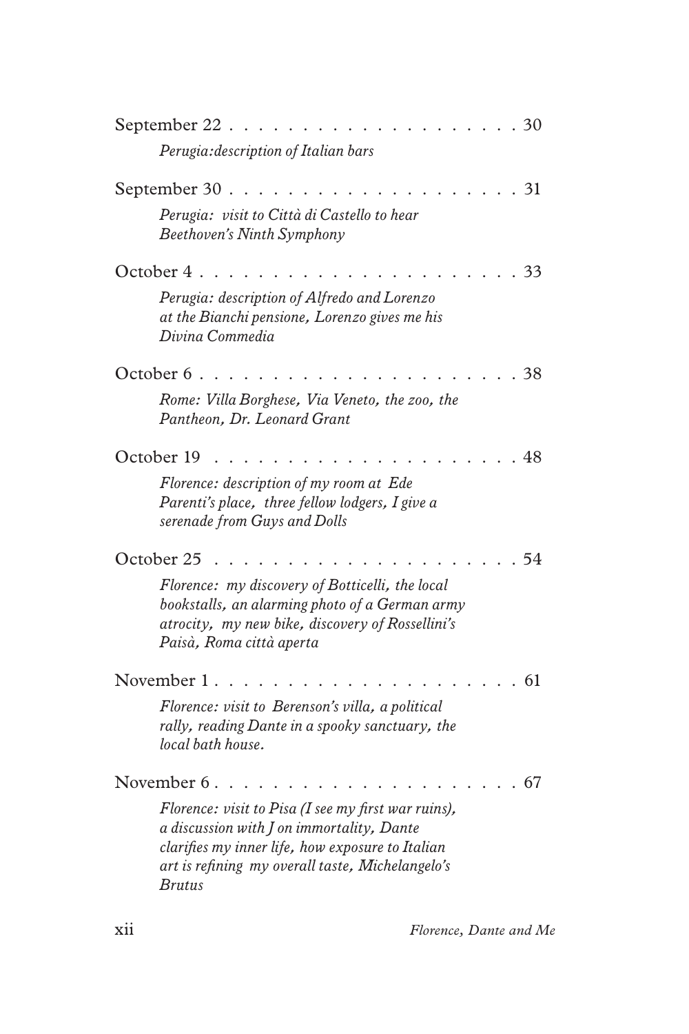September 22 . . . . . . . . . . . . . . . . . . . . 30

*Perugia:description of Italian bars*

September 30 . . . . . . . . . . . . . . . . . . . . 31

*Perugia: visit to Città di Castello to hear Beethoven's Ninth Symphony*

October 4 . . . . . . . . . . . . . . . . . . . . . . 33

*Perugia: description of Alfredo and Lorenzo at the Bianchi pensione, Lorenzo gives me his Divina Commedia*

October 6 . . . . . . . . . . . . . . . . . . . . . . 38

*Rome: Villa Borghese, Via Veneto, the zoo, the Pantheon, Dr. Leonard Grant*

October 19 . . . . . . . . . . . . . . . . . . . . . 48

*Florence: description of my room at Ede Parenti's place, three fellow lodgers, I give a serenade from Guys and Dolls*

October 25 . . . . . . . . . . . . . . . . . . . . . 54

*Florence: my discovery of Botticelli, the local bookstalls, an alarming photo of a German army atrocity, my new bike, discovery of Rossellini's Paisà, Roma città aperta*

November 1 . . . . . . . . . . . . . . . . . . . . . 61

*Florence: visit to Berenson's villa, a political rally, reading Dante in a spooky sanctuary, the local bath house.*

November 6 . . . . . . . . . . . . . . . . . . . . . 67

*Florence: visit to Pisa (I see my first war ruins), a discussion with J on immortality, Dante clarifies my inner life, how exposure to Italian art is refining my overall taste, Michelangelo's Brutus*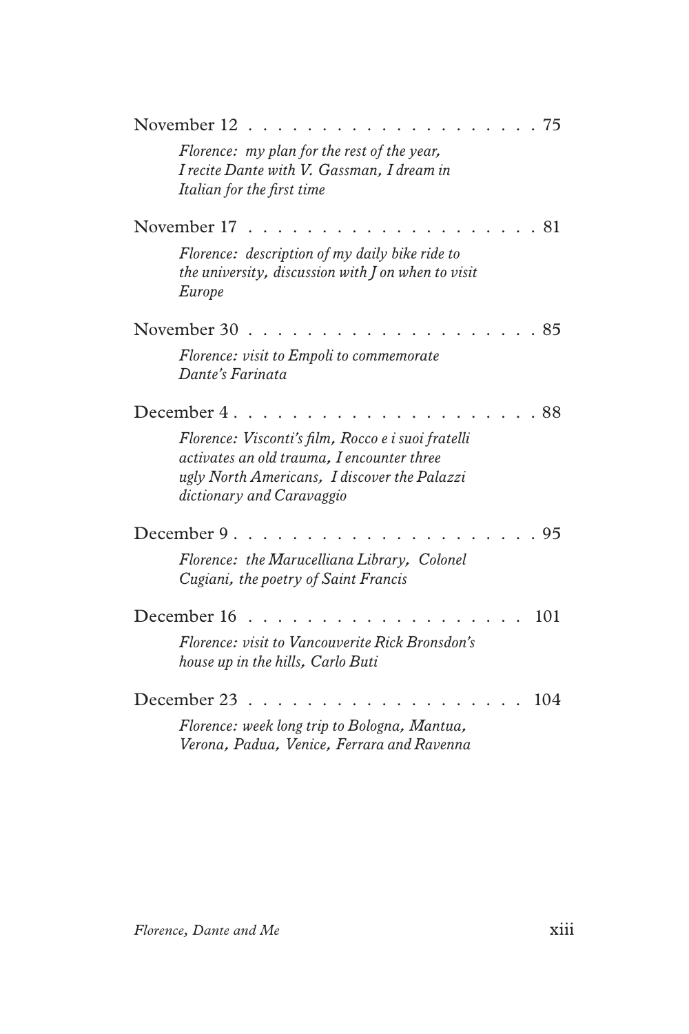November 12 . . . . . . . . . . . . . . . . . . . . 75

*Florence: my plan for the rest of the year, I recite Dante with V. Gassman, I dream in Italian for the first time*

November 17 . . . . . . . . . . . . . . . . . . . . 81

*Florence: description of my daily bike ride to the university, discussion with J on when to visit Europe*

November 30 . . . . . . . . . . . . . . . . . . . . 85

*Florence: visit to Empoli to commemorate Dante's Farinata*

December 4 . . . . . . . . . . . . . . . . . . . . . 88

*Florence: Visconti's film, Rocco e i suoi fratelli activates an old trauma, I encounter three ugly North Americans, I discover the Palazzi dictionary and Caravaggio*

December 9 . . . . . . . . . . . . . . . . . . . . . 95

*Florence: the Marucelliana Library, Colonel Cugiani, the poetry of Saint Francis*

December 16 . . . . . . . . . . . . . . . . . . . 101

*Florence: visit to Vancouverite Rick Bronsdon's house up in the hills, Carlo Buti*

December 23 . . . . . . . . . . . . . . . . . . . 104

*Florence: week long trip to Bologna, Mantua, Verona, Padua, Venice, Ferrara and Ravenna*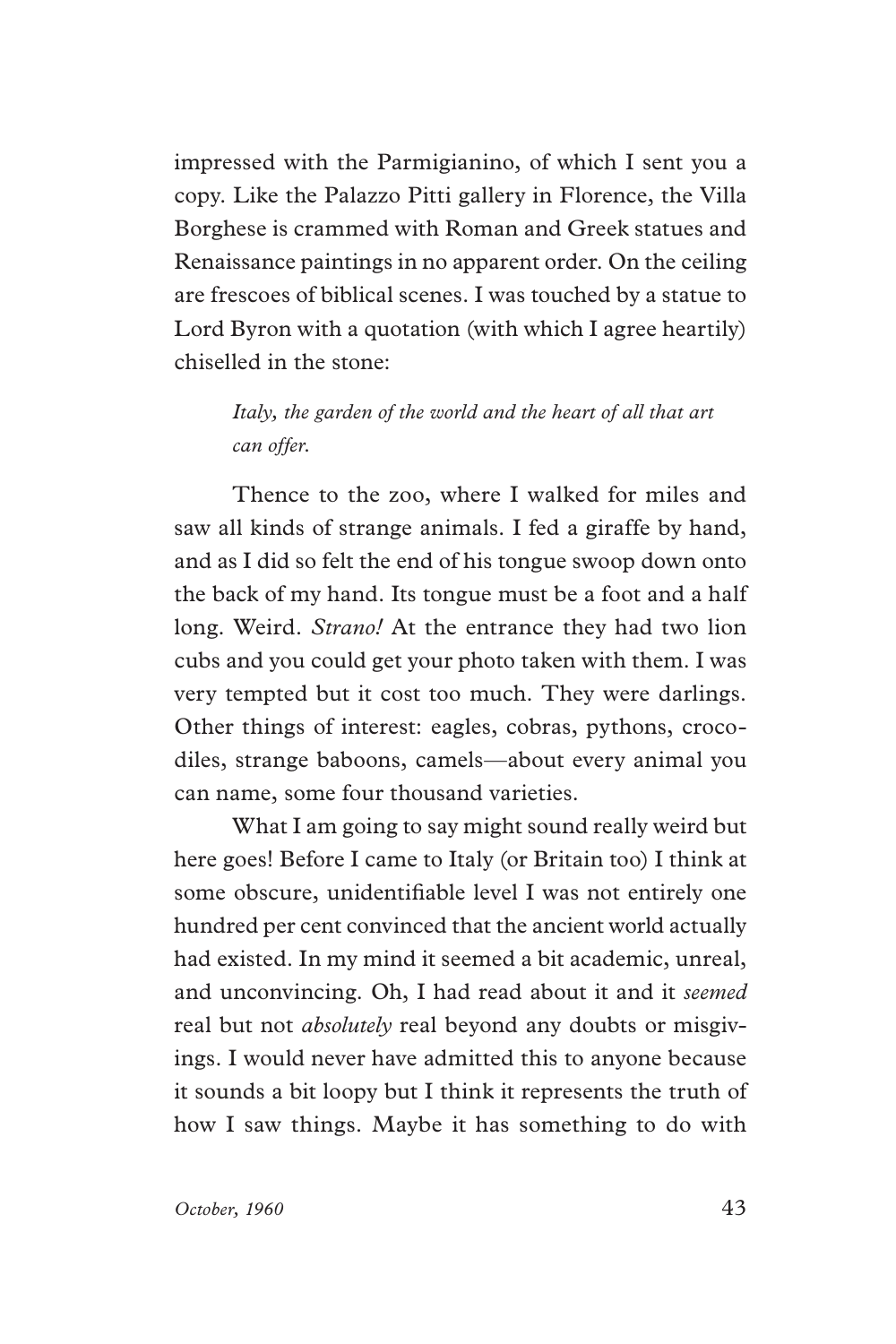impressed with the Parmigianino, of which I sent you a copy. Like the Palazzo Pitti gallery in Florence, the Villa Borghese is crammed with Roman and Greek statues and Renaissance paintings in no apparent order. On the ceiling are frescoes of biblical scenes. I was touched by a statue to Lord Byron with a quotation (with which I agree heartily) chiselled in the stone:

> *Italy, the garden of the world and the heart of all that art can offer.*

Thence to the zoo, where I walked for miles and saw all kinds of strange animals. I fed a giraffe by hand, and as I did so felt the end of his tongue swoop down onto the back of my hand. Its tongue must be a foot and a half long. Weird. *Strano!* At the entrance they had two lion cubs and you could get your photo taken with them. I was very tempted but it cost too much. They were darlings. Other things of interest: eagles, cobras, pythons, crocodiles, strange baboons, camels—about every animal you can name, some four thousand varieties.

What I am going to say might sound really weird but here goes! Before I came to Italy (or Britain too) I think at some obscure, unidentifiable level I was not entirely one hundred per cent convinced that the ancient world actually had existed. In my mind it seemed a bit academic, unreal, and unconvincing. Oh, I had read about it and it *seemed* real but not *absolutely* real beyond any doubts or misgivings. I would never have admitted this to anyone because it sounds a bit loopy but I think it represents the truth of how I saw things. Maybe it has something to do with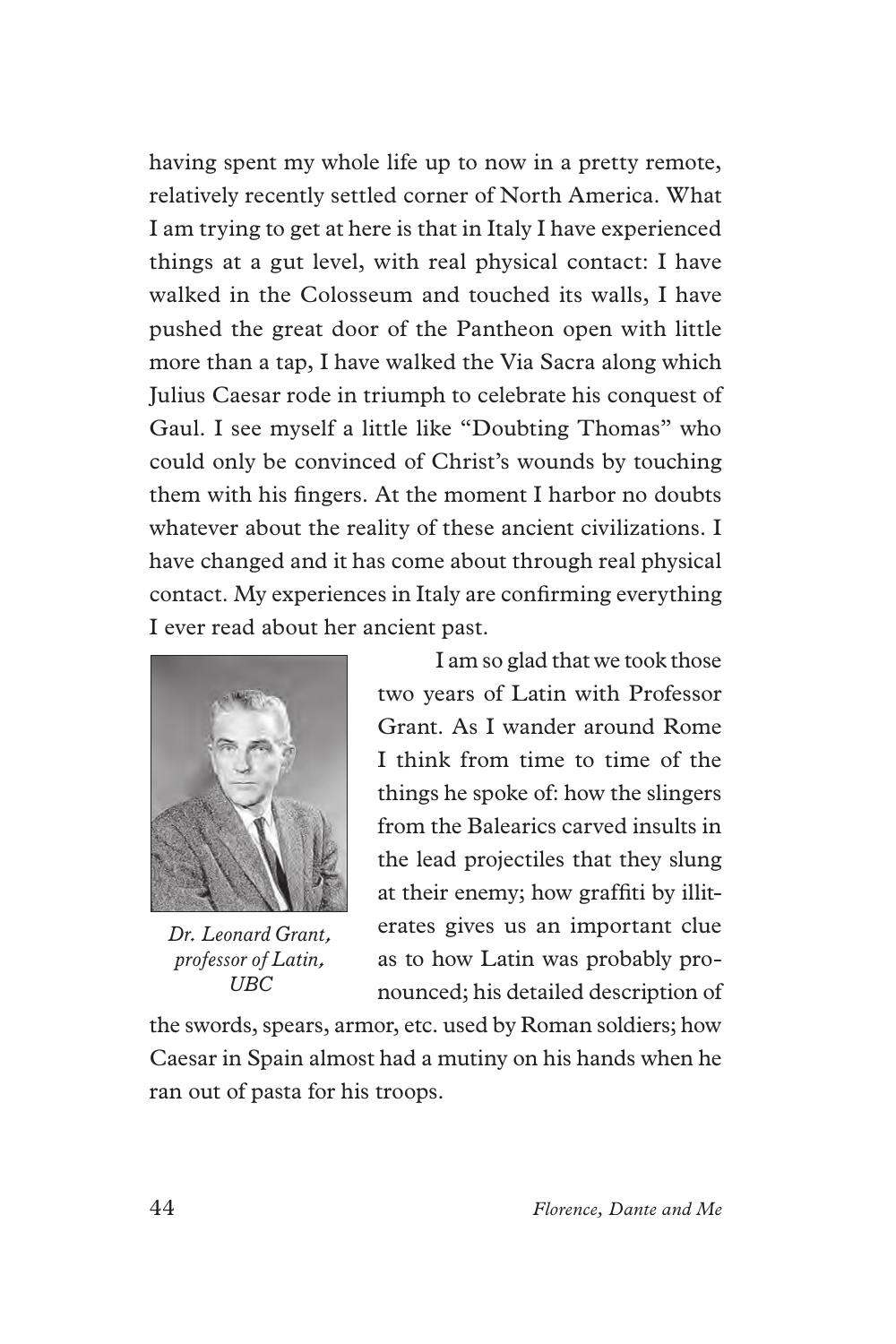having spent my whole life up to now in a pretty remote, relatively recently settled corner of North America. What I am trying to get at here is that in Italy I have experienced things at a gut level, with real physical contact: I have walked in the Colosseum and touched its walls, I have pushed the great door of the Pantheon open with little more than a tap, I have walked the Via Sacra along which Julius Caesar rode in triumph to celebrate his conquest of Gaul. I see myself a little like "Doubting Thomas" who could only be convinced of Christ's wounds by touching them with his fingers. At the moment I harbor no doubts whatever about the reality of these ancient civilizations. I have changed and it has come about through real physical contact. My experiences in Italy are confirming everything I ever read about her ancient past.

*Dr. Leonard Grant, professor of Latin, UBC*

I am so glad that we took those two years of Latin with Professor Grant. As I wander around Rome I think from time to time of the things he spoke of: how the slingers from the Balearics carved insults in the lead projectiles that they slung at their enemy; how graffiti by illiterates gives us an important clue as to how Latin was probably pronounced; his detailed description of the swords, spears, armor, etc. used by Roman soldiers; how Caesar in Spain almost had a mutiny on his hands when he ran out of pasta for his troops.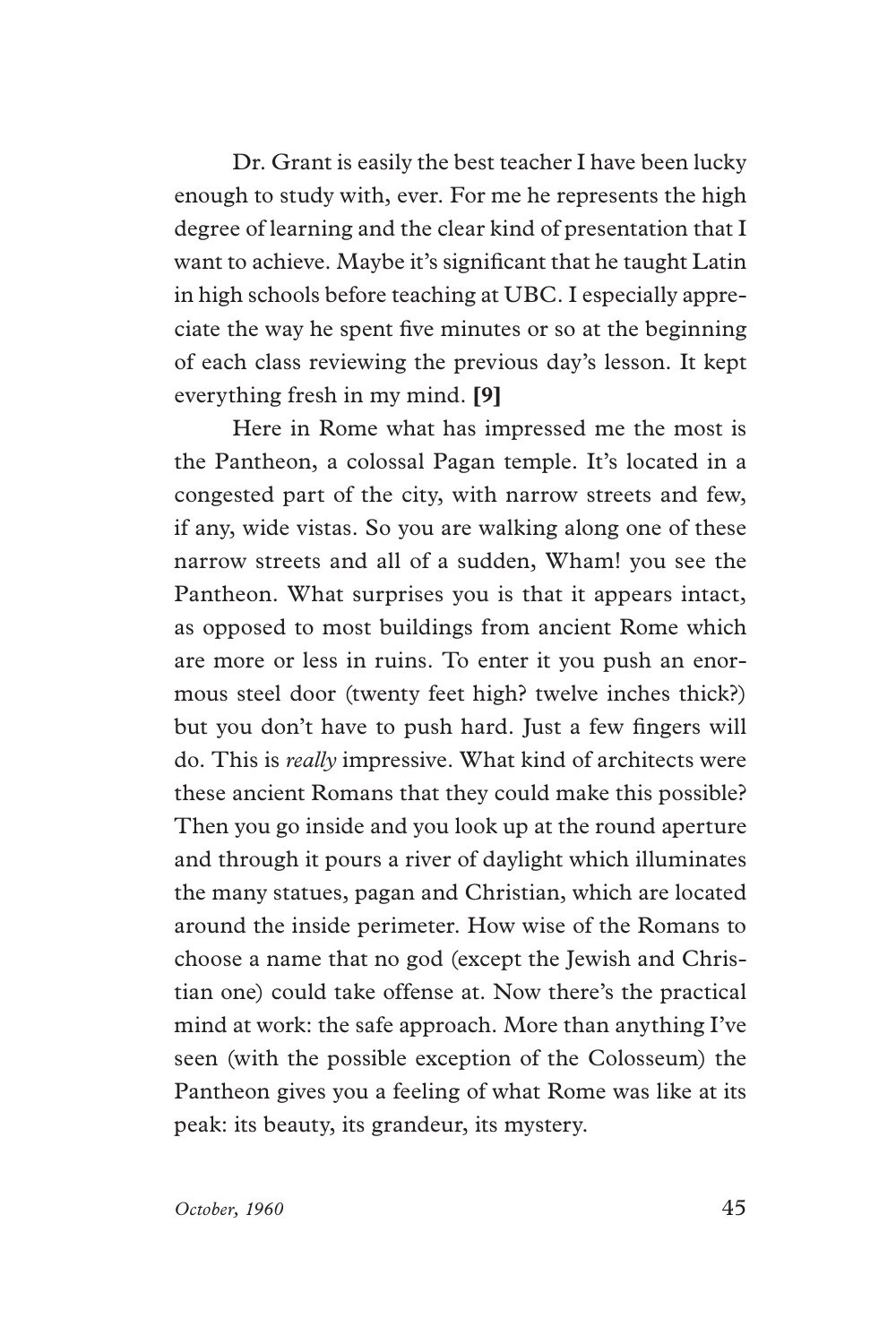Dr. Grant is easily the best teacher I have been lucky enough to study with, ever. For me he represents the high degree of learning and the clear kind of presentation that I want to achieve. Maybe it's significant that he taught Latin in high schools before teaching at UBC. I especially appreciate the way he spent five minutes or so at the beginning of each class reviewing the previous day's lesson. It kept everything fresh in my mind. **[9]**

Here in Rome what has impressed me the most is the Pantheon, a colossal Pagan temple. It's located in a congested part of the city, with narrow streets and few, if any, wide vistas. So you are walking along one of these narrow streets and all of a sudden, Wham! you see the Pantheon. What surprises you is that it appears intact, as opposed to most buildings from ancient Rome which are more or less in ruins. To enter it you push an enormous steel door (twenty feet high? twelve inches thick?) but you don't have to push hard. Just a few fingers will do. This is *really* impressive. What kind of architects were these ancient Romans that they could make this possible? Then you go inside and you look up at the round aperture and through it pours a river of daylight which illuminates the many statues, pagan and Christian, which are located around the inside perimeter. How wise of the Romans to choose a name that no god (except the Jewish and Christian one) could take offense at. Now there's the practical mind at work: the safe approach. More than anything I've seen (with the possible exception of the Colosseum) the Pantheon gives you a feeling of what Rome was like at its peak: its beauty, its grandeur, its mystery.

*October, 1960*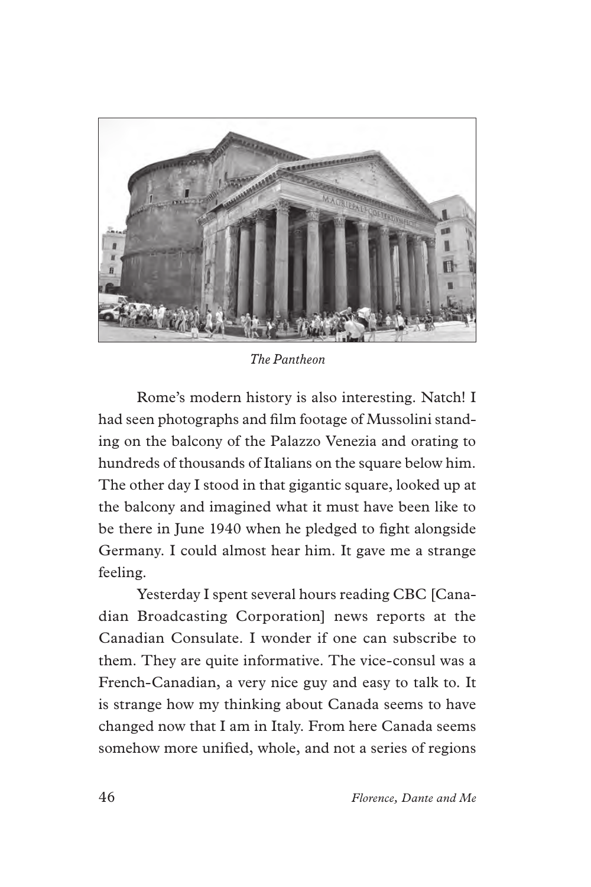*The Pantheon*

Rome's modern history is also interesting. Natch! I had seen photographs and film footage of Mussolini standing on the balcony of the Palazzo Venezia and orating to hundreds of thousands of Italians on the square below him. The other day I stood in that gigantic square, looked up at the balcony and imagined what it must have been like to be there in June 1940 when he pledged to fight alongside Germany. I could almost hear him. It gave me a strange feeling.

Yesterday I spent several hours reading CBC [Canadian Broadcasting Corporation] news reports at the Canadian Consulate. I wonder if one can subscribe to them. They are quite informative. The vice-consul was a French-Canadian, a very nice guy and easy to talk to. It is strange how my thinking about Canada seems to have changed now that I am in Italy. From here Canada seems somehow more unified, whole, and not a series of regions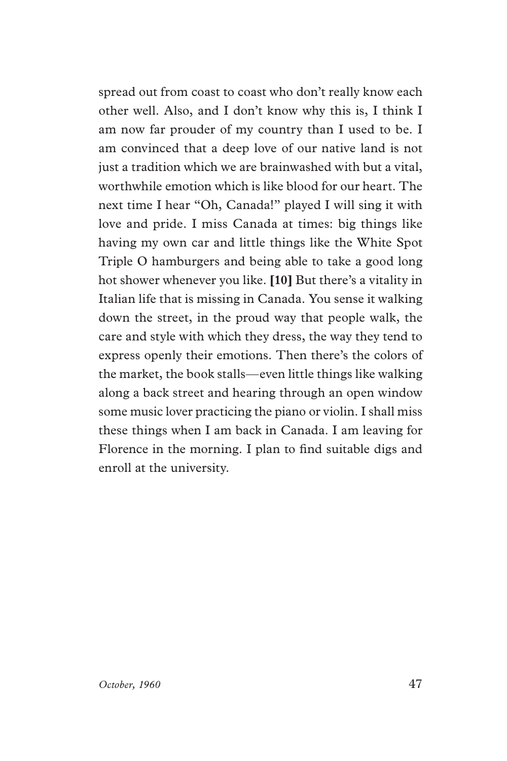spread out from coast to coast who don't really know each other well. Also, and I don't know why this is, I think I am now far prouder of my country than I used to be. I am convinced that a deep love of our native land is not just a tradition which we are brainwashed with but a vital, worthwhile emotion which is like blood for our heart. The next time I hear "Oh, Canada!" played I will sing it with love and pride. I miss Canada at times: big things like having my own car and little things like the White Spot Triple O hamburgers and being able to take a good long hot shower whenever you like. **[10]** But there's a vitality in Italian life that is missing in Canada. You sense it walking down the street, in the proud way that people walk, the care and style with which they dress, the way they tend to express openly their emotions. Then there's the colors of the market, the book stalls—even little things like walking along a back street and hearing through an open window some music lover practicing the piano or violin. I shall miss these things when I am back in Canada. I am leaving for Florence in the morning. I plan to find suitable digs and enroll at the university.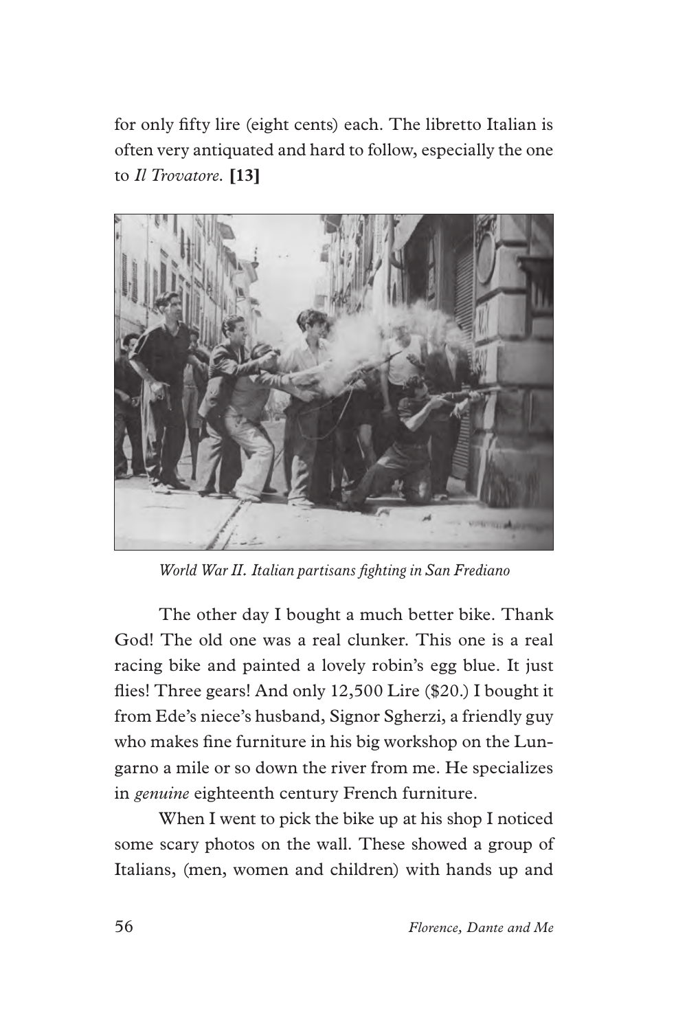for only fifty lire (eight cents) each. The libretto Italian is often very antiquated and hard to follow, especially the one to *Il Trovatore*. **[13]**

*World War II. Italian partisans fighting in San Frediano*

The other day I bought a much better bike. Thank God! The old one was a real clunker. This one is a real racing bike and painted a lovely robin's egg blue. It just flies! Three gears! And only 12,500 Lire ($20.) I bought it from Ede's niece's husband, Signor Sgherzi, a friendly guy who makes fine furniture in his big workshop on the Lungarno a mile or so down the river from me. He specializes in *genuine* eighteenth century French furniture.

When I went to pick the bike up at his shop I noticed some scary photos on the wall. These showed a group of Italians, (men, women and children) with hands up and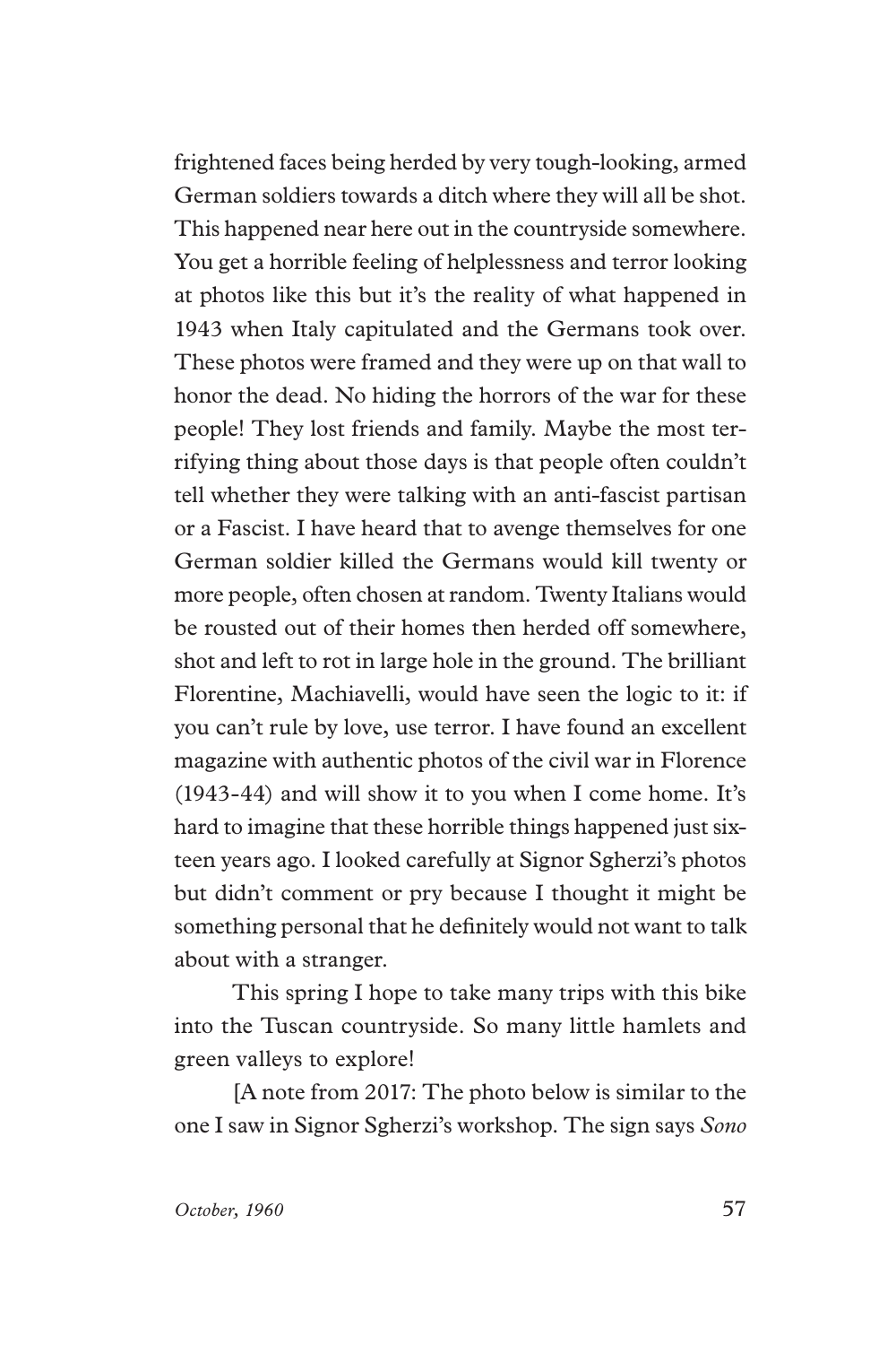frightened faces being herded by very tough-looking, armed German soldiers towards a ditch where they will all be shot. This happened near here out in the countryside somewhere. You get a horrible feeling of helplessness and terror looking at photos like this but it's the reality of what happened in 1943 when Italy capitulated and the Germans took over. These photos were framed and they were up on that wall to honor the dead. No hiding the horrors of the war for these people! They lost friends and family. Maybe the most terrifying thing about those days is that people often couldn't tell whether they were talking with an anti-fascist partisan or a Fascist. I have heard that to avenge themselves for one German soldier killed the Germans would kill twenty or more people, often chosen at random. Twenty Italians would be rousted out of their homes then herded off somewhere, shot and left to rot in large hole in the ground. The brilliant Florentine, Machiavelli, would have seen the logic to it: if you can't rule by love, use terror. I have found an excellent magazine with authentic photos of the civil war in Florence (1943-44) and will show it to you when I come home. It's hard to imagine that these horrible things happened just sixteen years ago. I looked carefully at Signor Sgherzi's photos but didn't comment or pry because I thought it might be something personal that he definitely would not want to talk about with a stranger.

This spring I hope to take many trips with this bike into the Tuscan countryside. So many little hamlets and green valleys to explore!

[A note from 2017: The photo below is similar to the one I saw in Signor Sgherzi's workshop. The sign says *Sono*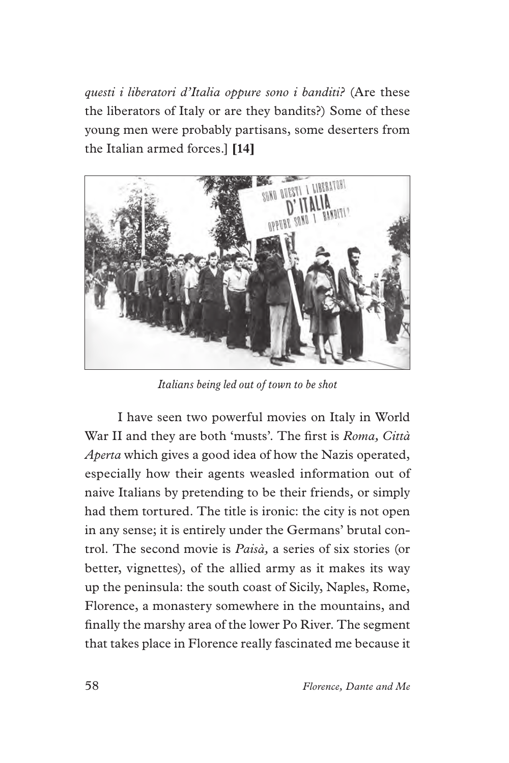*questi i liberatori d'Italia oppure sono i banditi?* (Are these the liberators of Italy or are they bandits?) Some of these young men were probably partisans, some deserters from the Italian armed forces.] **[14]**

*Italians being led out of town to be shot*

I have seen two powerful movies on Italy in World War II and they are both 'musts'. The first is *Roma, Città Aperta* which gives a good idea of how the Nazis operated, especially how their agents weasled information out of naive Italians by pretending to be their friends, or simply had them tortured. The title is ironic: the city is not open in any sense; it is entirely under the Germans' brutal control. The second movie is *Paisà,* a series of six stories (or better, vignettes), of the allied army as it makes its way up the peninsula: the south coast of Sicily, Naples, Rome, Florence, a monastery somewhere in the mountains, and finally the marshy area of the lower Po River. The segment that takes place in Florence really fascinated me because it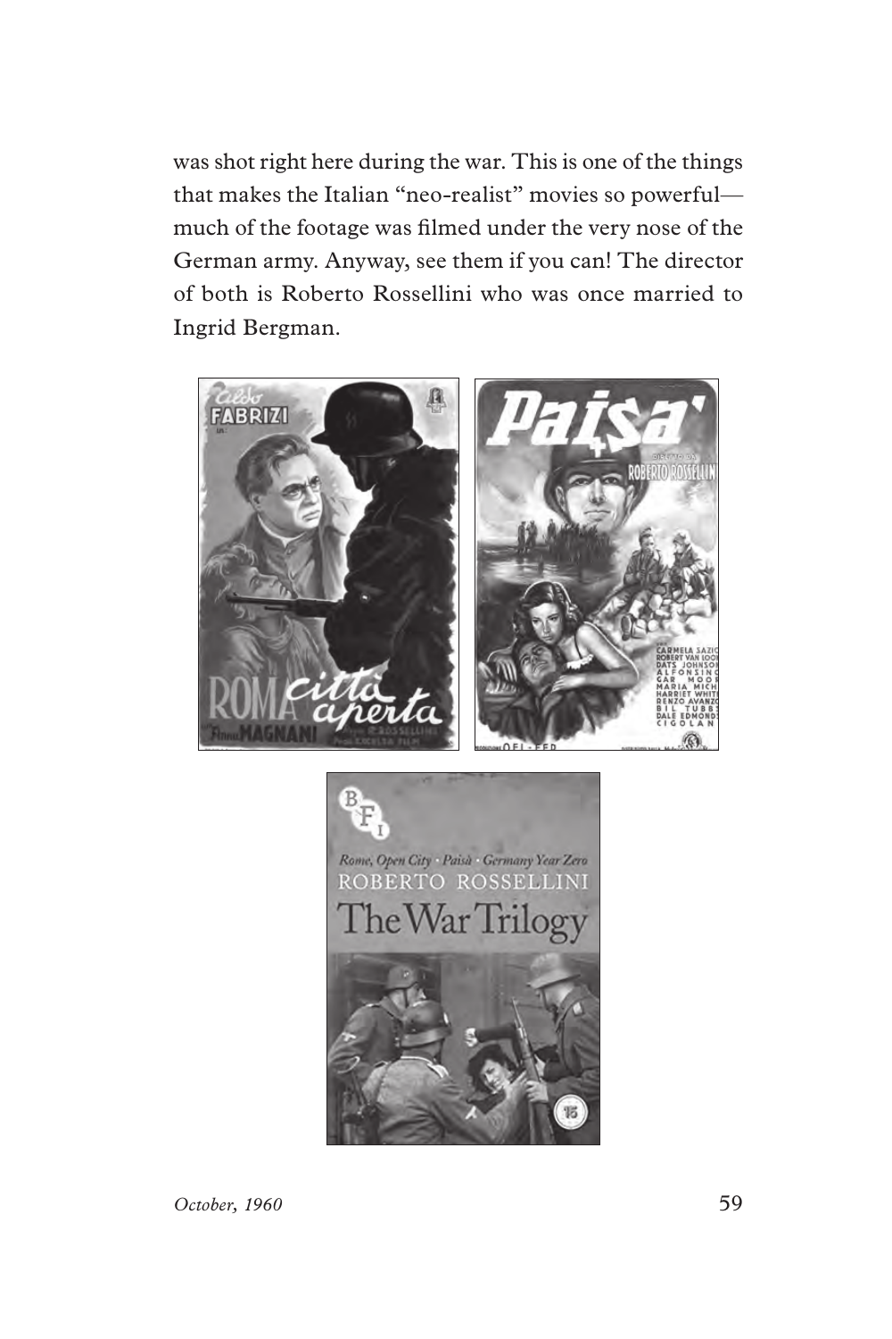was shot right here during the war. This is one of the things that makes the Italian "neo-realist" movies so powerful—much of the footage was filmed under the very nose of the German army. Anyway, see them if you can! The director of both is Roberto Rossellini who was once married to Ingrid Bergman.

*October, 1960*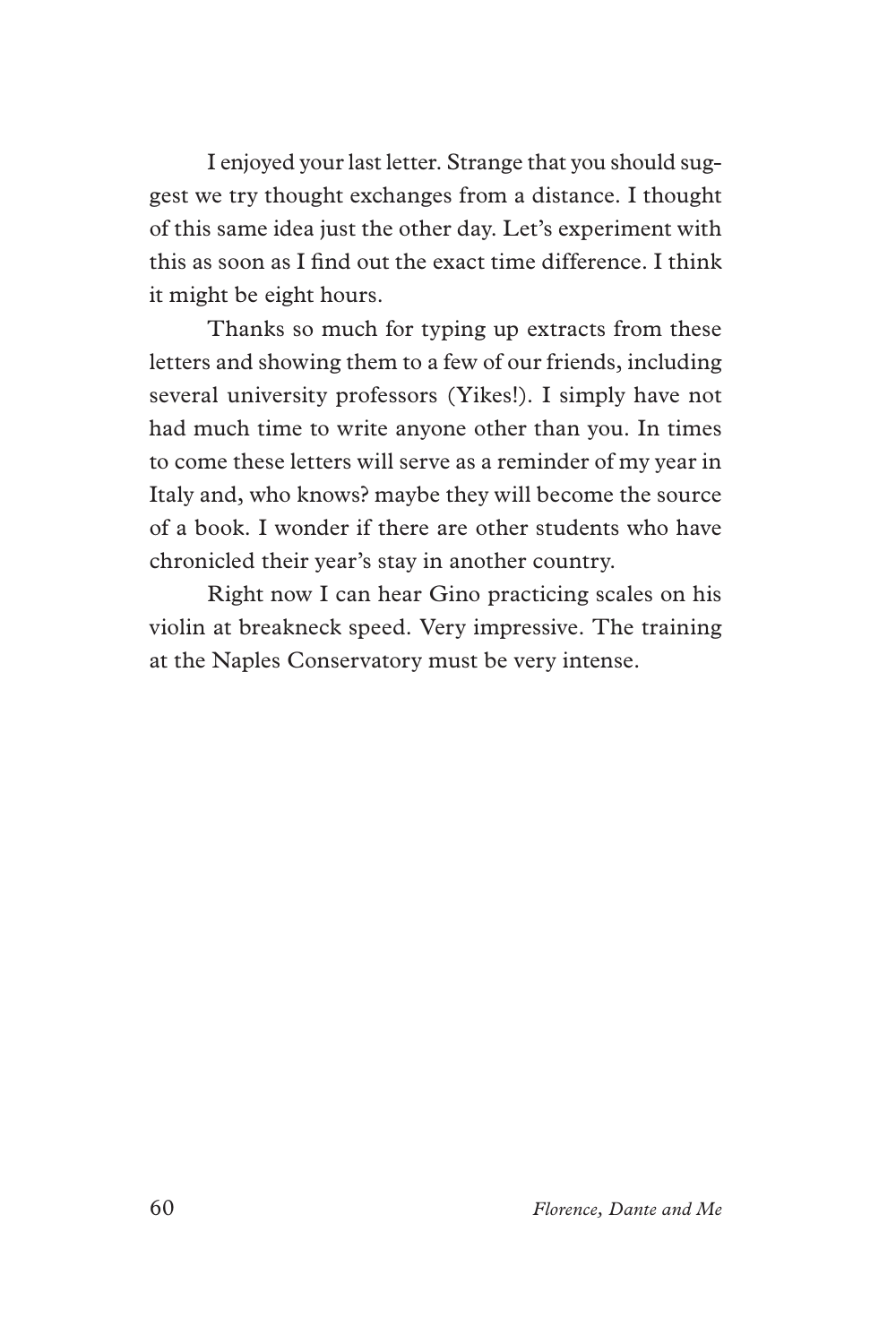I enjoyed your last letter. Strange that you should suggest we try thought exchanges from a distance. I thought of this same idea just the other day. Let's experiment with this as soon as I find out the exact time difference. I think it might be eight hours.

Thanks so much for typing up extracts from these letters and showing them to a few of our friends, including several university professors (Yikes!). I simply have not had much time to write anyone other than you. In times to come these letters will serve as a reminder of my year in Italy and, who knows? maybe they will become the source of a book. I wonder if there are other students who have chronicled their year's stay in another country.

Right now I can hear Gino practicing scales on his violin at breakneck speed. Very impressive. The training at the Naples Conservatory must be very intense.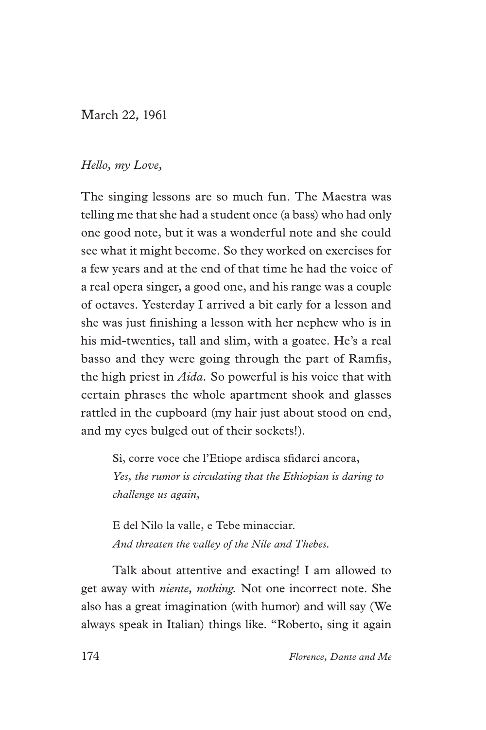March 22, 1961

*Hello, my Love,*

The singing lessons are so much fun. The Maestra was telling me that she had a student once (a bass) who had only one good note, but it was a wonderful note and she could see what it might become. So they worked on exercises for a few years and at the end of that time he had the voice of a real opera singer, a good one, and his range was a couple of octaves. Yesterday I arrived a bit early for a lesson and she was just finishing a lesson with her nephew who is in his mid-twenties, tall and slim, with a goatee. He's a real basso and they were going through the part of Ramfis, the high priest in *Aida*. So powerful is his voice that with certain phrases the whole apartment shook and glasses rattled in the cupboard (my hair just about stood on end, and my eyes bulged out of their sockets!).

> Sì, corre voce che l'Etiope ardisca sfidarci ancora,
> *Yes, the rumor is circulating that the Ethiopian is daring to challenge us again,*
>
> E del Nilo la valle, e Tebe minacciar.
> *And threaten the valley of the Nile and Thebes.*

Talk about attentive and exacting! I am allowed to get away with *niente, nothing.* Not one incorrect note. She also has a great imagination (with humor) and will say (We always speak in Italian) things like. "Roberto, sing it again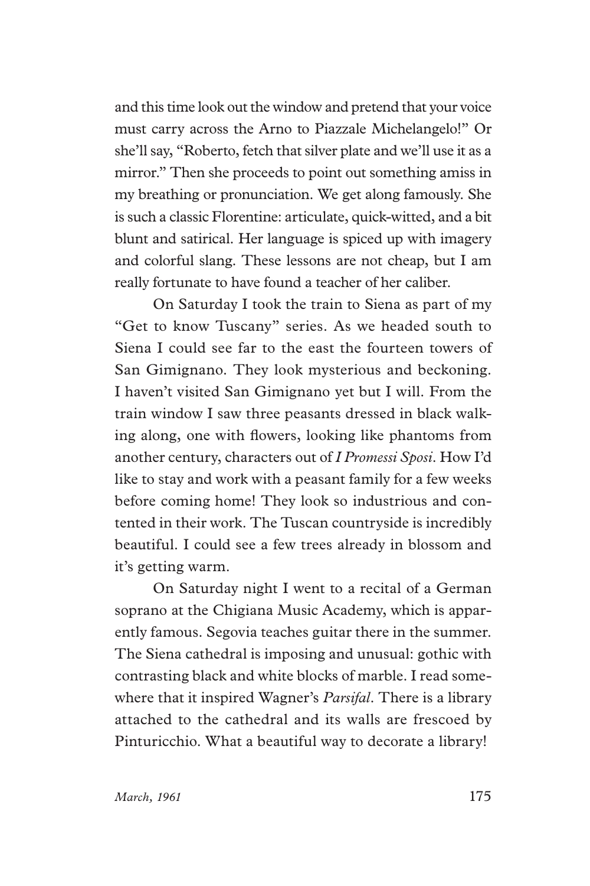and this time look out the window and pretend that your voice must carry across the Arno to Piazzale Michelangelo!" Or she'll say, "Roberto, fetch that silver plate and we'll use it as a mirror." Then she proceeds to point out something amiss in my breathing or pronunciation. We get along famously. She is such a classic Florentine: articulate, quick-witted, and a bit blunt and satirical. Her language is spiced up with imagery and colorful slang. These lessons are not cheap, but I am really fortunate to have found a teacher of her caliber.

On Saturday I took the train to Siena as part of my "Get to know Tuscany" series. As we headed south to Siena I could see far to the east the fourteen towers of San Gimignano. They look mysterious and beckoning. I haven't visited San Gimignano yet but I will. From the train window I saw three peasants dressed in black walking along, one with flowers, looking like phantoms from another century, characters out of *I Promessi Sposi*. How I'd like to stay and work with a peasant family for a few weeks before coming home! They look so industrious and contented in their work. The Tuscan countryside is incredibly beautiful. I could see a few trees already in blossom and it's getting warm.

On Saturday night I went to a recital of a German soprano at the Chigiana Music Academy, which is apparently famous. Segovia teaches guitar there in the summer. The Siena cathedral is imposing and unusual: gothic with contrasting black and white blocks of marble. I read somewhere that it inspired Wagner's *Parsifal*. There is a library attached to the cathedral and its walls are frescoed by Pinturicchio. What a beautiful way to decorate a library!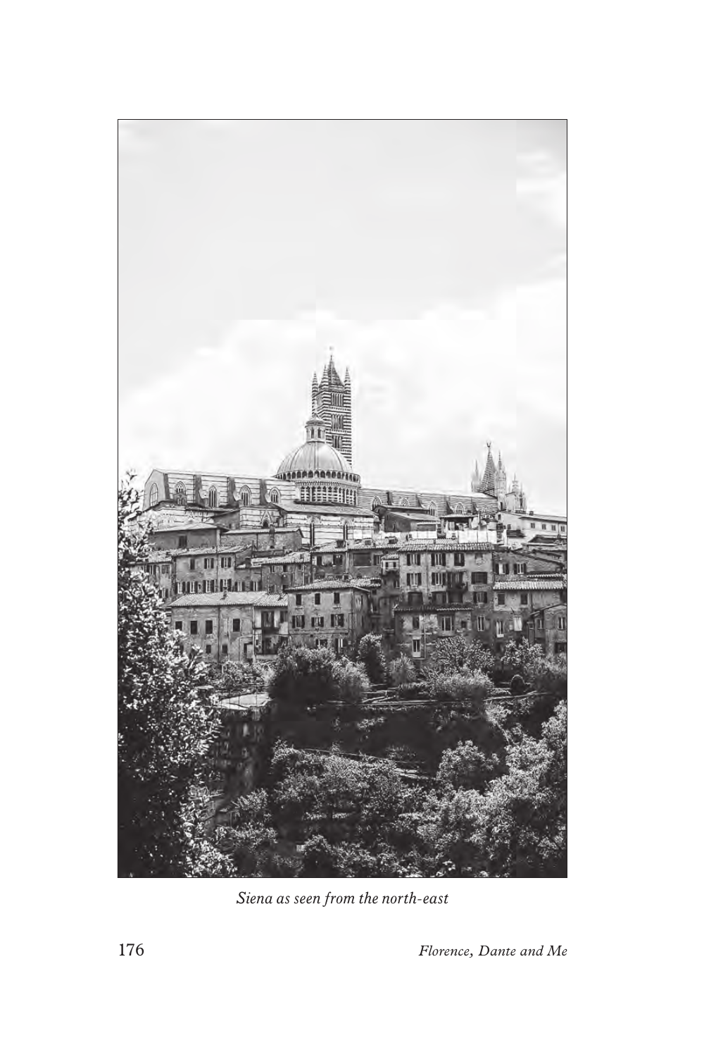*Siena as seen from the north-east*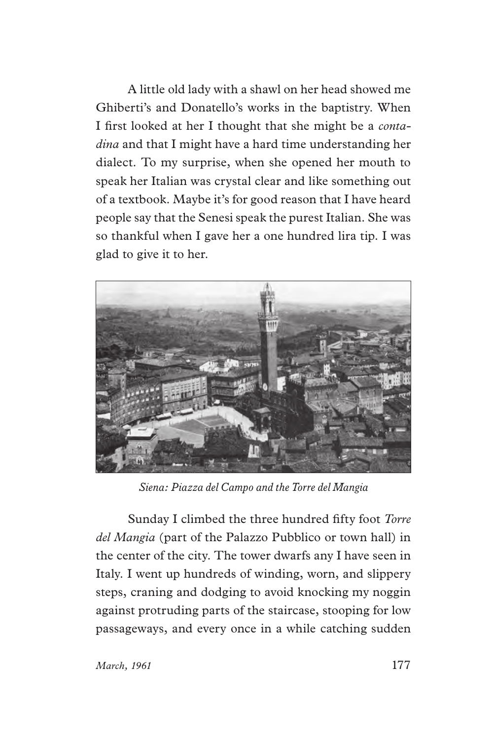A little old lady with a shawl on her head showed me Ghiberti's and Donatello's works in the baptistry. When I first looked at her I thought that she might be a *contadina* and that I might have a hard time understanding her dialect. To my surprise, when she opened her mouth to speak her Italian was crystal clear and like something out of a textbook. Maybe it's for good reason that I have heard people say that the Senesi speak the purest Italian. She was so thankful when I gave her a one hundred lira tip. I was glad to give it to her.

*Siena: Piazza del Campo and the Torre del Mangia*

Sunday I climbed the three hundred fifty foot *Torre del Mangia* (part of the Palazzo Pubblico or town hall) in the center of the city. The tower dwarfs any I have seen in Italy. I went up hundreds of winding, worn, and slippery steps, craning and dodging to avoid knocking my noggin against protruding parts of the staircase, stooping for low passageways, and every once in a while catching sudden

*March, 1961*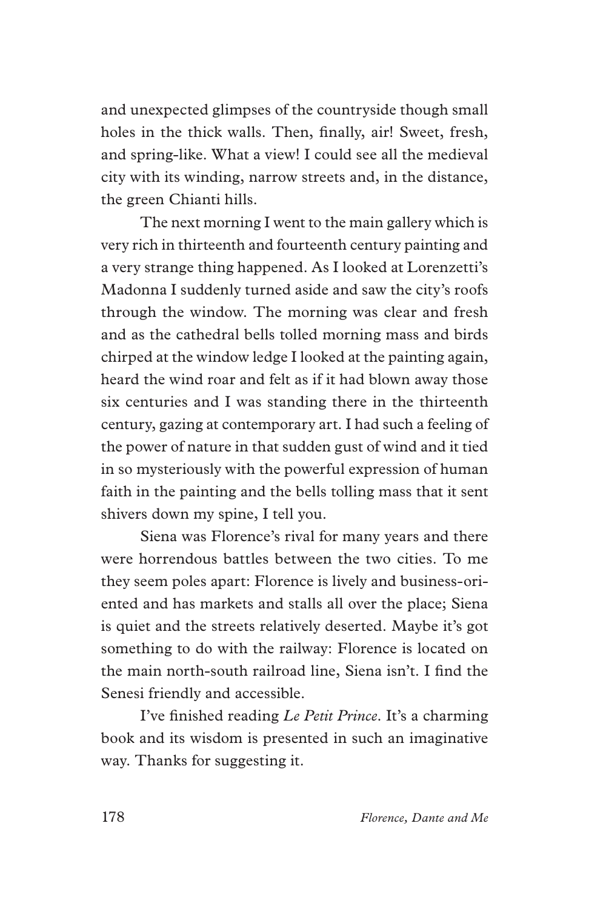and unexpected glimpses of the countryside though small holes in the thick walls. Then, finally, air! Sweet, fresh, and spring-like. What a view! I could see all the medieval city with its winding, narrow streets and, in the distance, the green Chianti hills.

The next morning I went to the main gallery which is very rich in thirteenth and fourteenth century painting and a very strange thing happened. As I looked at Lorenzetti's Madonna I suddenly turned aside and saw the city's roofs through the window. The morning was clear and fresh and as the cathedral bells tolled morning mass and birds chirped at the window ledge I looked at the painting again, heard the wind roar and felt as if it had blown away those six centuries and I was standing there in the thirteenth century, gazing at contemporary art. I had such a feeling of the power of nature in that sudden gust of wind and it tied in so mysteriously with the powerful expression of human faith in the painting and the bells tolling mass that it sent shivers down my spine, I tell you.

Siena was Florence's rival for many years and there were horrendous battles between the two cities. To me they seem poles apart: Florence is lively and business-oriented and has markets and stalls all over the place; Siena is quiet and the streets relatively deserted. Maybe it's got something to do with the railway: Florence is located on the main north-south railroad line, Siena isn't. I find the Senesi friendly and accessible.

I've finished reading *Le Petit Prince*. It's a charming book and its wisdom is presented in such an imaginative way. Thanks for suggesting it.